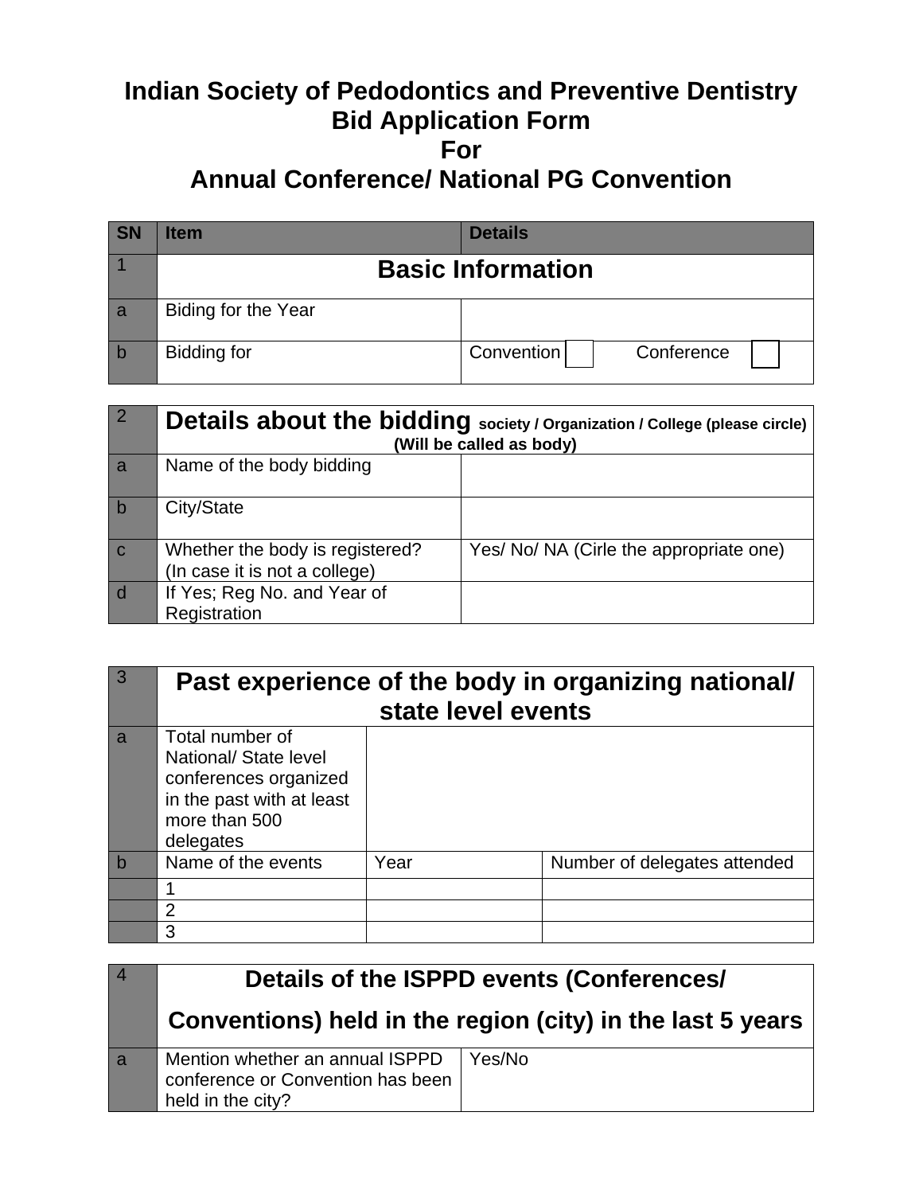# Indian Society of Pedodontics and Preventive Dentistry Bid Application Form For Annual Conference/ National PG Convention

| SN | Item | Details |
|---|---|---|
| 1 | **Basic Information** | |
| a | Biding for the Year | |
| b | Bidding for | Convention ☐ Conference ☐ |

| 2 | **Details about the bidding** society / Organization / College (please circle) (Will be called as body) | |
|---|---|---|
| a | Name of the body bidding | |
| b | City/State | |
| c | Whether the body is registered? (In case it is not a college) | Yes/ No/ NA (Cirle the appropriate one) |
| d | If Yes; Reg No. and Year of Registration | |

| 3 | **Past experience of the body in organizing national/ state level events** | | |
|---|---|---|---|
| a | Total number of National/ State level conferences organized in the past with at least more than 500 delegates | | |
| b | Name of the events | Year | Number of delegates attended |
| | 1 | | |
| | 2 | | |
| | 3 | | |

| 4 | **Details of the ISPPD events (Conferences/ Conventions) held in the region (city) in the last 5 years** | |
|---|---|---|
| a | Mention whether an annual ISPPD conference or Convention has been held in the city? | Yes/No |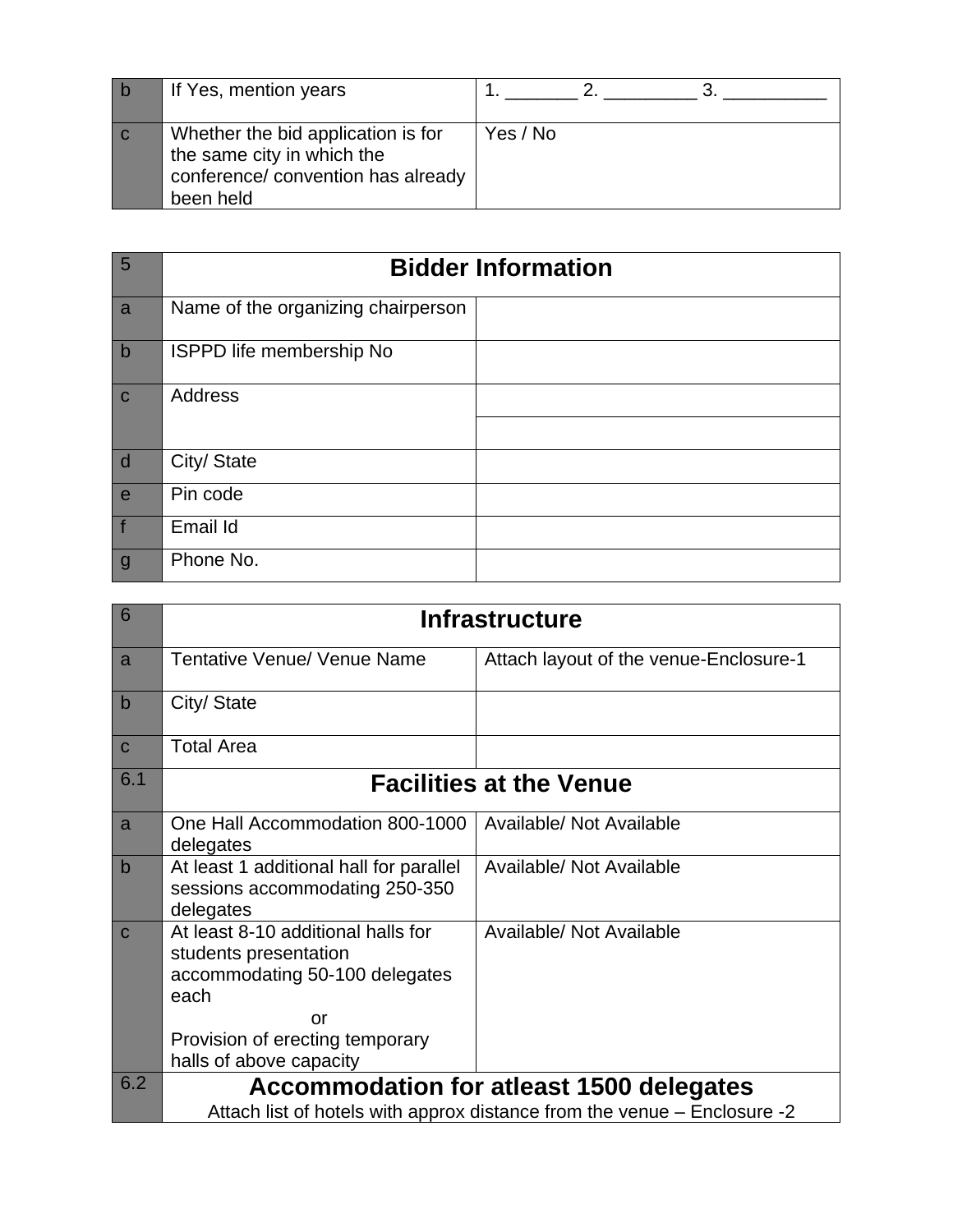| | | |
|---|---|---|
| b | If Yes, mention years | 1. _______ 2. _________ 3. __________ |
| c | Whether the bid application is for the same city in which the conference/ convention has already been held | Yes / No |

| 5 | **Bidder Information** | |
|---|---|---|
| a | Name of the organizing chairperson | |
| b | ISPPD life membership No | |
| c | Address | |
| | | |
| d | City/ State | |
| e | Pin code | |
| f | Email Id | |
| g | Phone No. | |

| 6 | **Infrastructure** | |
|---|---|---|
| a | Tentative Venue/ Venue Name | Attach layout of the venue-Enclosure-1 |
| b | City/ State | |
| c | Total Area | |
| 6.1 | **Facilities at the Venue** | |
| a | One Hall Accommodation 800-1000 delegates | Available/ Not Available |
| b | At least 1 additional hall for parallel sessions accommodating 250-350 delegates | Available/ Not Available |
| c | At least 8-10 additional halls for students presentation accommodating 50-100 delegates each<br>or<br>Provision of erecting temporary halls of above capacity | Available/ Not Available |
| 6.2 | **Accommodation for atleast 1500 delegates**<br>Attach list of hotels with approx distance from the venue – Enclosure -2 | |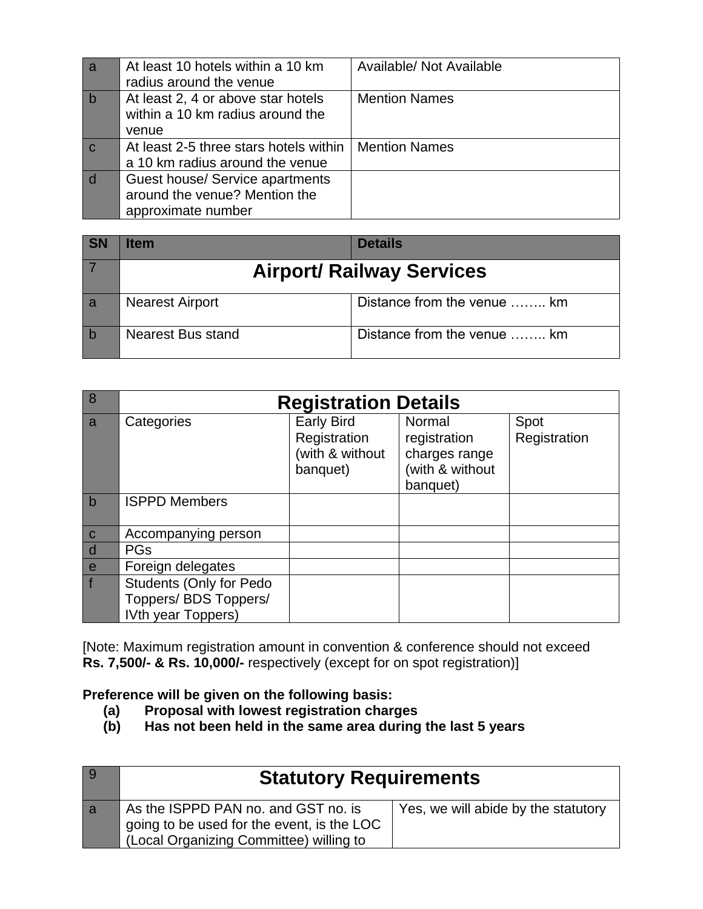| | | |
|---|---|---|
| a | At least 10 hotels within a 10 km radius around the venue | Available/ Not Available |
| b | At least 2, 4 or above star hotels within a 10 km radius around the venue | Mention Names |
| c | At least 2-5 three stars hotels within a 10 km radius around the venue | Mention Names |
| d | Guest house/ Service apartments around the venue? Mention the approximate number | |

| SN | Item | Details |
|---|---|---|
| 7 | **Airport/ Railway Services** | |
| a | Nearest Airport | Distance from the venue …….. km |
| b | Nearest Bus stand | Distance from the venue …….. km |

| 8 | **Registration Details** | | | |
|---|---|---|---|---|
| a | Categories | Early Bird Registration (with & without banquet) | Normal registration charges range (with & without banquet) | Spot Registration |
| b | ISPPD Members | | | |
| c | Accompanying person | | | |
| d | PGs | | | |
| e | Foreign delegates | | | |
| f | Students (Only for Pedo Toppers/ BDS Toppers/ IVth year Toppers) | | | |

[Note: Maximum registration amount in convention & conference should not exceed **Rs. 7,500/- & Rs. 10,000/-** respectively (except for on spot registration)]

**Preference will be given on the following basis:**

- **(a) Proposal with lowest registration charges**
- **(b) Has not been held in the same area during the last 5 years**

| 9 | **Statutory Requirements** | |
|---|---|---|
| a | As the ISPPD PAN no. and GST no. is going to be used for the event, is the LOC (Local Organizing Committee) willing to | Yes, we will abide by the statutory |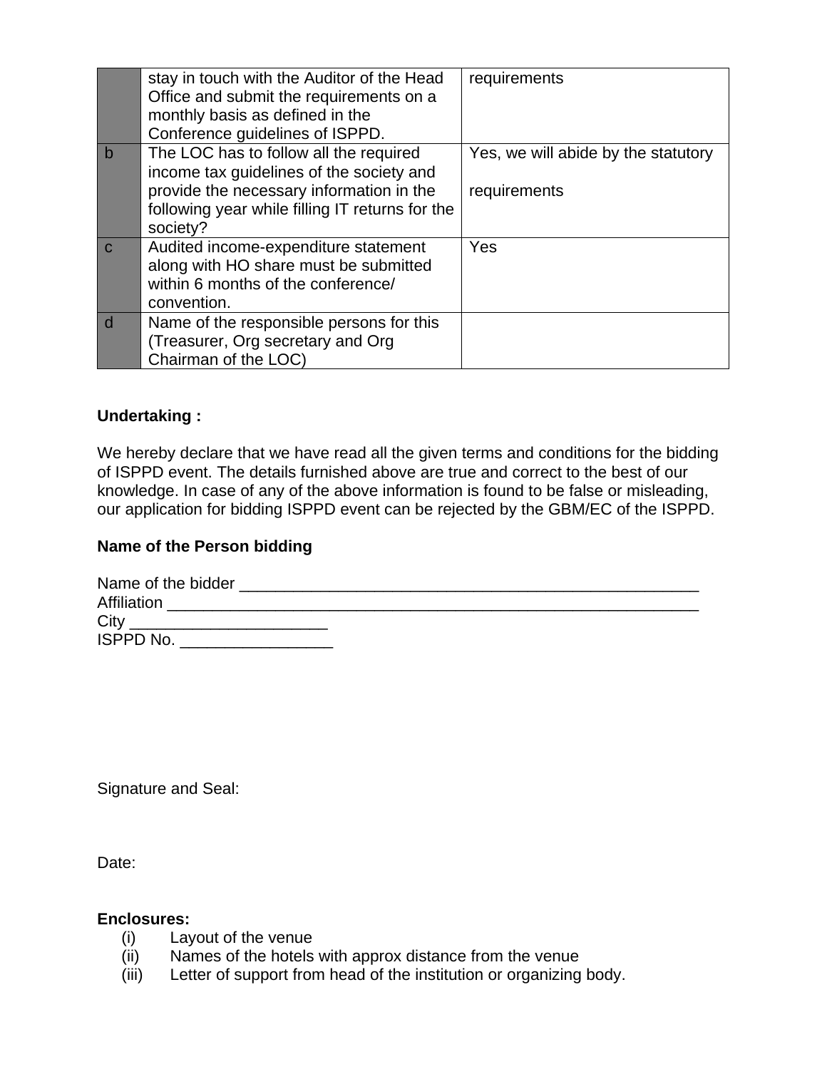| | | |
|---|---|---|
| | stay in touch with the Auditor of the Head Office and submit the requirements on a monthly basis as defined in the Conference guidelines of ISPPD. | requirements |
| b | The LOC has to follow all the required income tax guidelines of the society and provide the necessary information in the following year while filling IT returns for the society? | Yes, we will abide by the statutory requirements |
| c | Audited income-expenditure statement along with HO share must be submitted within 6 months of the conference/ convention. | Yes |
| d | Name of the responsible persons for this (Treasurer, Org secretary and Org Chairman of the LOC) | |

**Undertaking :**

We hereby declare that we have read all the given terms and conditions for the bidding of ISPPD event. The details furnished above are true and correct to the best of our knowledge. In case of any of the above information is found to be false or misleading, our application for bidding ISPPD event can be rejected by the GBM/EC of the ISPPD.

**Name of the Person bidding**

Name of the bidder _____________________________________________________
Affiliation ______________________________________________________________
City ______________________
ISPPD No. _________________

Signature and Seal:

Date:

**Enclosures:**

(i) Layout of the venue
(ii) Names of the hotels with approx distance from the venue
(iii) Letter of support from head of the institution or organizing body.